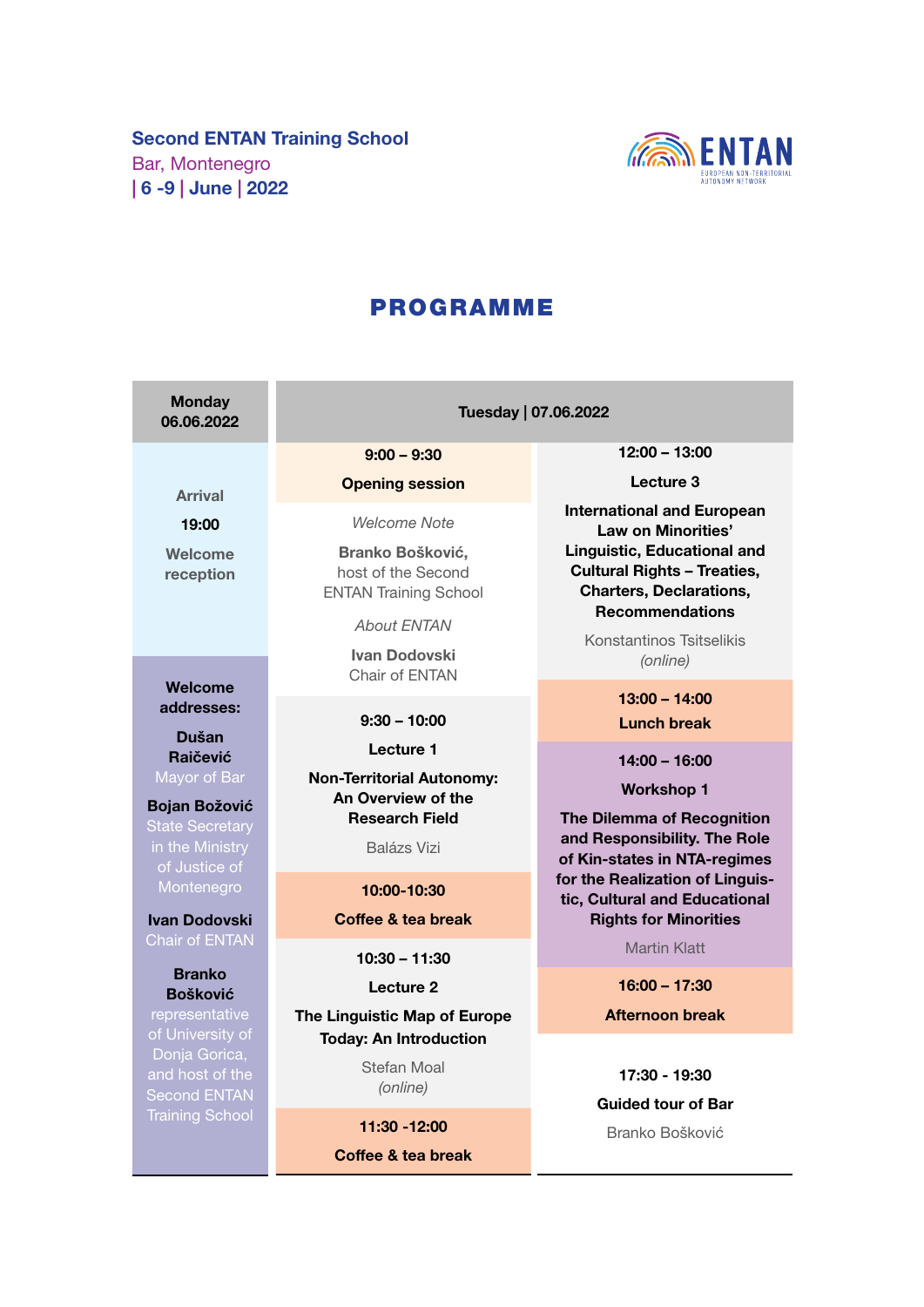**Second ENTAN Training School**
Bar, Montenegro
| 6 -9 | June | 2022

ENTAN
EUROPEAN NON-TERRITORIAL AUTONOMY NETWORK

# PROGRAMME

## Monday 06.06.2022

**Arrival**

**19:00**

**Welcome reception**

**Welcome addresses:**

**Dušan Raičević**
Mayor of Bar

**Bojan Božović**
State Secretary in the Ministry of Justice of Montenegro

**Ivan Dodovski**
Chair of ENTAN

**Branko Bošković**
representative of University of Donja Gorica, and host of the Second ENTAN Training School

## Tuesday | 07.06.2022

**9:00 – 9:30**

**Opening session**

*Welcome Note*

**Branko Bošković,**
host of the Second ENTAN Training School

*About ENTAN*

**Ivan Dodovski**
Chair of ENTAN

**9:30 – 10:00**

**Lecture 1**

**Non-Territorial Autonomy: An Overview of the Research Field**

Balázs Vizi

**10:00-10:30**

**Coffee & tea break**

**10:30 – 11:30**

**Lecture 2**

**The Linguistic Map of Europe Today: An Introduction**

Stefan Moal
*(online)*

**11:30 -12:00**

**Coffee & tea break**

**12:00 – 13:00**

**Lecture 3**

**International and European Law on Minorities' Linguistic, Educational and Cultural Rights – Treaties, Charters, Declarations, Recommendations**

Konstantinos Tsitselikis
*(online)*

**13:00 – 14:00**

**Lunch break**

**14:00 – 16:00**

**Workshop 1**

**The Dilemma of Recognition and Responsibility. The Role of Kin-states in NTA-regimes for the Realization of Linguistic, Cultural and Educational Rights for Minorities**

Martin Klatt

**16:00 – 17:30**

**Afternoon break**

**17:30 - 19:30**

**Guided tour of Bar**

Branko Bošković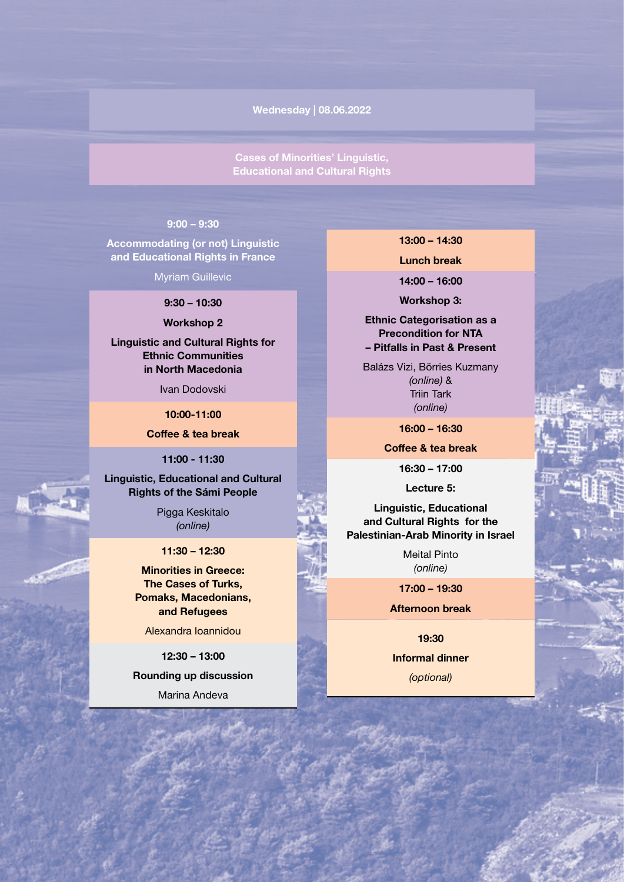## Wednesday | 08.06.2022

### Cases of Minorities' Linguistic, Educational and Cultural Rights

**9:00 – 9:30**

**Accommodating (or not) Linguistic and Educational Rights in France**

Myriam Guillevic

**9:30 – 10:30**

**Workshop 2**

**Linguistic and Cultural Rights for Ethnic Communities in North Macedonia**

Ivan Dodovski

**10:00-11:00**

**Coffee & tea break**

**11:00 - 11:30**

**Linguistic, Educational and Cultural Rights of the Sámi People**

Pigga Keskitalo
*(online)*

**11:30 – 12:30**

**Minorities in Greece: The Cases of Turks, Pomaks, Macedonians, and Refugees**

Alexandra Ioannidou

**12:30 – 13:00**

**Rounding up discussion**

Marina Andeva

**13:00 – 14:30**

**Lunch break**

**14:00 – 16:00**

**Workshop 3:**

**Ethnic Categorisation as a Precondition for NTA – Pitfalls in Past & Present**

Balázs Vizi, Börries Kuzmany *(online)* &
Triin Tark
*(online)*

**16:00 – 16:30**

**Coffee & tea break**

**16:30 – 17:00**

**Lecture 5:**

**Linguistic, Educational and Cultural Rights for the Palestinian-Arab Minority in Israel**

Meital Pinto
*(online)*

**17:00 – 19:30**

**Afternoon break**

**19:30**

**Informal dinner**

*(optional)*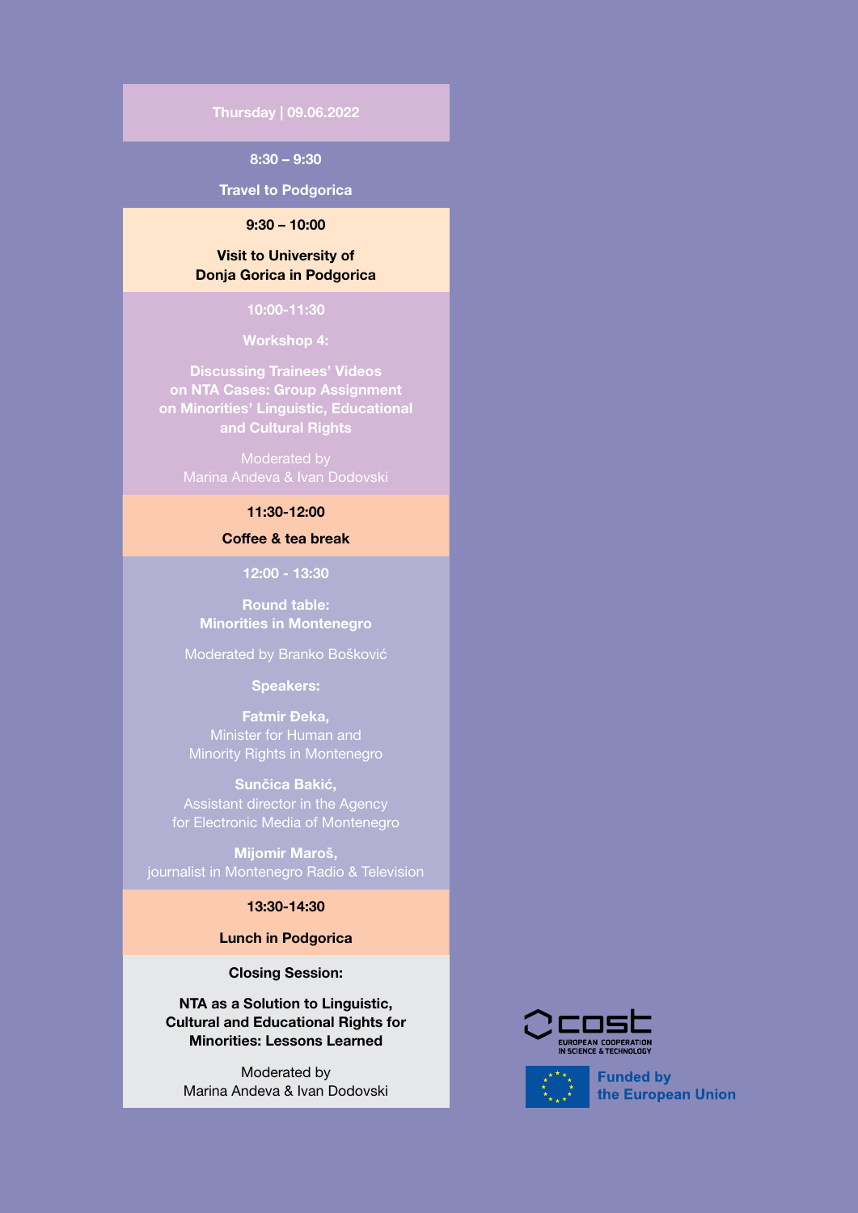## Thursday | 09.06.2022

**8:30 – 9:30**

**Travel to Podgorica**

**9:30 – 10:00**

**Visit to University of Donja Gorica in Podgorica**

**10:00-11:30**

**Workshop 4:**

**Discussing Trainees' Videos on NTA Cases: Group Assignment on Minorities' Linguistic, Educational and Cultural Rights**

Moderated by
Marina Andeva & Ivan Dodovski

**11:30-12:00**

**Coffee & tea break**

**12:00 - 13:30**

**Round table: Minorities in Montenegro**

Moderated by Branko Bošković

**Speakers:**

**Fatmir Đeka,**
Minister for Human and Minority Rights in Montenegro

**Sunčica Bakić,**
Assistant director in the Agency for Electronic Media of Montenegro

**Mijomir Maroš,**
journalist in Montenegro Radio & Television

**13:30-14:30**

**Lunch in Podgorica**

**Closing Session:**

**NTA as a Solution to Linguistic, Cultural and Educational Rights for Minorities: Lessons Learned**

Moderated by
Marina Andeva & Ivan Dodovski

cost
EUROPEAN COOPERATION IN SCIENCE & TECHNOLOGY

Funded by the European Union